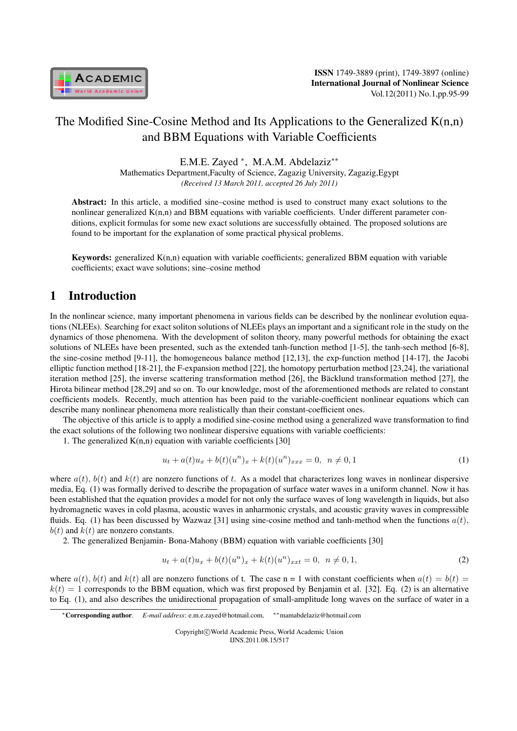# The Modified Sine-Cosine Method and Its Applications to the Generalized K(n,n) and BBM Equations with Variable Coefficients

E.M.E. Zayed [*], M.A.M. Abdelaziz[**]

Mathematics Department,Faculty of Science, Zagazig University, Zagazig,Egypt

*(Received 13 March 2011, accepted 26 July 2011)*

**Abstract:** In this article, a modified sine–cosine method is used to construct many exact solutions to the nonlinear generalized K(n,n) and BBM equations with variable coefficients. Under different parameter conditions, explicit formulas for some new exact solutions are successfully obtained. The proposed solutions are found to be important for the explanation of some practical physical problems.

**Keywords:** generalized K(n,n) equation with variable coefficients; generalized BBM equation with variable coefficients; exact wave solutions; sine–cosine method

## 1 Introduction

In the nonlinear science, many important phenomena in various fields can be described by the nonlinear evolution equations (NLEEs). Searching for exact soliton solutions of NLEEs plays an important and a significant role in the study on the dynamics of those phenomena. With the development of soliton theory, many powerful methods for obtaining the exact solutions of NLEEs have been presented, such as the extended tanh-function method [1-5], the tanh-sech method [6-8], the sine-cosine method [9-11], the homogeneous balance method [12,13], the exp-function method [14-17], the Jacobi elliptic function method [18-21], the F-expansion method [22], the homotopy perturbation method [23,24], the variational iteration method [25], the inverse scattering transformation method [26], the Bäcklund transformation method [27], the Hirota bilinear method [28,29] and so on. To our knowledge, most of the aforementioned methods are related to constant coefficients models. Recently, much attention has been paid to the variable-coefficient nonlinear equations which can describe many nonlinear phenomena more realistically than their constant-coefficient ones.

The objective of this article is to apply a modified sine-cosine method using a generalized wave transformation to find the exact solutions of the following two nonlinear dispersive equations with variable coefficients:

1. The generalized K(n,n) equation with variable coefficients [30]

$$u_t + a(t)u_x + b(t)(u^n)_x + k(t)(u^n)_{xxx} = 0, \;\; n \neq 0, 1 \tag{1}$$

where $a(t)$, $b(t)$ and $k(t)$ are nonzero functions of $t$. As a model that characterizes long waves in nonlinear dispersive media, Eq. (1) was formally derived to describe the propagation of surface water waves in a uniform channel. Now it has been established that the equation provides a model for not only the surface waves of long wavelength in liquids, but also hydromagnetic waves in cold plasma, acoustic waves in anharmonic crystals, and acoustic gravity waves in compressible fluids. Eq. (1) has been discussed by Wazwaz [31] using sine-cosine method and tanh-method when the functions $a(t)$, $b(t)$ and $k(t)$ are nonzero constants.

2. The generalized Benjamin- Bona-Mahony (BBM) equation with variable coefficients [30]

$$u_t + a(t)u_x + b(t)(u^n)_x + k(t)(u^n)_{xxt} = 0, \;\; n \neq 0, 1, \tag{2}$$

where $a(t)$, $b(t)$ and $k(t)$ all are nonzero functions of t. The case n = 1 with constant coefficients when $a(t) = b(t) = k(t) = 1$ corresponds to the BBM equation, which was first proposed by Benjamin et al. [32]. Eq. (2) is an alternative to Eq. (1), and also describes the unidirectional propagation of small-amplitude long waves on the surface of water in a

[*] **Corresponding author**. *E-mail address*: e.m.e.zayed@hotmail.com, [**] mamabdelaziz@hotmail.com

Copyright©World Academic Press, World Academic Union
IJNS.2011.08.15/517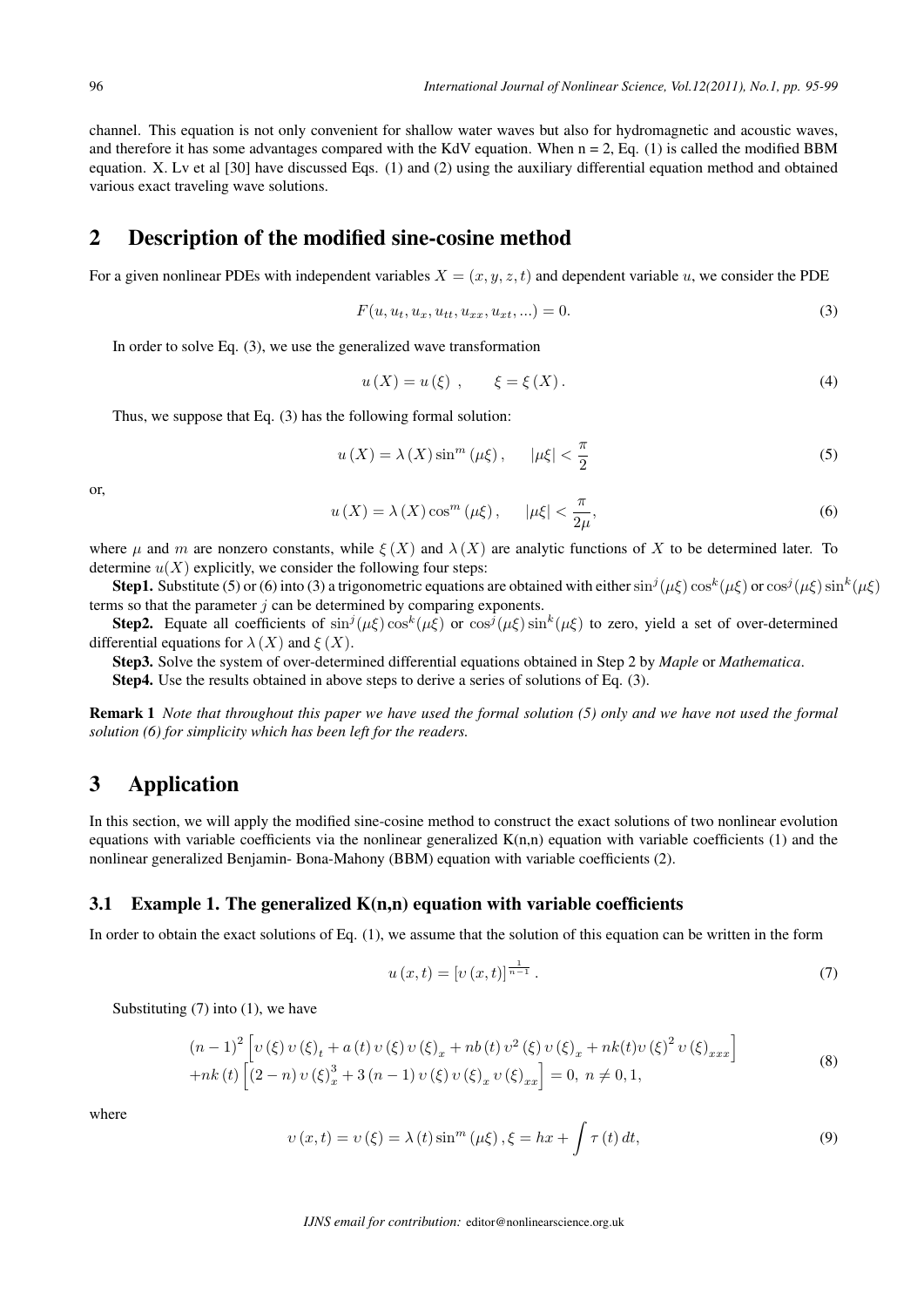channel. This equation is not only convenient for shallow water waves but also for hydromagnetic and acoustic waves, and therefore it has some advantages compared with the KdV equation. When n = 2, Eq. (1) is called the modified BBM equation. X. Lv et al [30] have discussed Eqs. (1) and (2) using the auxiliary differential equation method and obtained various exact traveling wave solutions.

## 2 Description of the modified sine-cosine method

For a given nonlinear PDEs with independent variables $X = (x, y, z, t)$ and dependent variable $u$, we consider the PDE

$$F(u, u_t, u_x, u_{tt}, u_{xx}, u_{xt}, ...) = 0. \tag{3}$$

In order to solve Eq. (3), we use the generalized wave transformation

$$u(X) = u(\xi), \qquad \xi = \xi(X). \tag{4}$$

Thus, we suppose that Eq. (3) has the following formal solution:

$$u(X) = \lambda(X)\sin^m(\mu\xi), \qquad |\mu\xi| < \frac{\pi}{2} \tag{5}$$

or,

$$u(X) = \lambda(X)\cos^m(\mu\xi), \qquad |\mu\xi| < \frac{\pi}{2\mu}, \tag{6}$$

where $\mu$ and $m$ are nonzero constants, while $\xi(X)$ and $\lambda(X)$ are analytic functions of $X$ to be determined later. To determine $u(X)$ explicitly, we consider the following four steps:

**Step1.** Substitute (5) or (6) into (3) a trigonometric equations are obtained with either $\sin^j(\mu\xi)\cos^k(\mu\xi)$ or $\cos^j(\mu\xi)\sin^k(\mu\xi)$ terms so that the parameter $j$ can be determined by comparing exponents.

**Step2.** Equate all coefficients of $\sin^j(\mu\xi)\cos^k(\mu\xi)$ or $\cos^j(\mu\xi)\sin^k(\mu\xi)$ to zero, yield a set of over-determined differential equations for $\lambda(X)$ and $\xi(X)$.

**Step3.** Solve the system of over-determined differential equations obtained in Step 2 by *Maple* or *Mathematica*.

**Step4.** Use the results obtained in above steps to derive a series of solutions of Eq. (3).

**Remark 1** *Note that throughout this paper we have used the formal solution (5) only and we have not used the formal solution (6) for simplicity which has been left for the readers.*

## 3 Application

In this section, we will apply the modified sine-cosine method to construct the exact solutions of two nonlinear evolution equations with variable coefficients via the nonlinear generalized K(n,n) equation with variable coefficients (1) and the nonlinear generalized Benjamin- Bona-Mahony (BBM) equation with variable coefficients (2).

### 3.1 Example 1. The generalized K(n,n) equation with variable coefficients

In order to obtain the exact solutions of Eq. (1), we assume that the solution of this equation can be written in the form

$$u(x,t) = [\upsilon(x,t)]^{\frac{1}{n-1}}. \tag{7}$$

Substituting (7) into (1), we have

$$\begin{aligned}&(n-1)^2\left[\upsilon(\xi)\upsilon(\xi)_t + a(t)\upsilon(\xi)\upsilon(\xi)_x + nb(t)\upsilon^2(\xi)\upsilon(\xi)_x + nk(t)\upsilon(\xi)^2\upsilon(\xi)_{xxx}\right]\\&+nk(t)\left[(2-n)\upsilon(\xi)_x^3 + 3(n-1)\upsilon(\xi)\upsilon(\xi)_x\upsilon(\xi)_{xx}\right] = 0,\ n \neq 0, 1,\end{aligned} \tag{8}$$

where

$$\upsilon(x,t) = \upsilon(\xi) = \lambda(t)\sin^m(\mu\xi), \xi = hx + \int\tau(t)\,dt, \tag{9}$$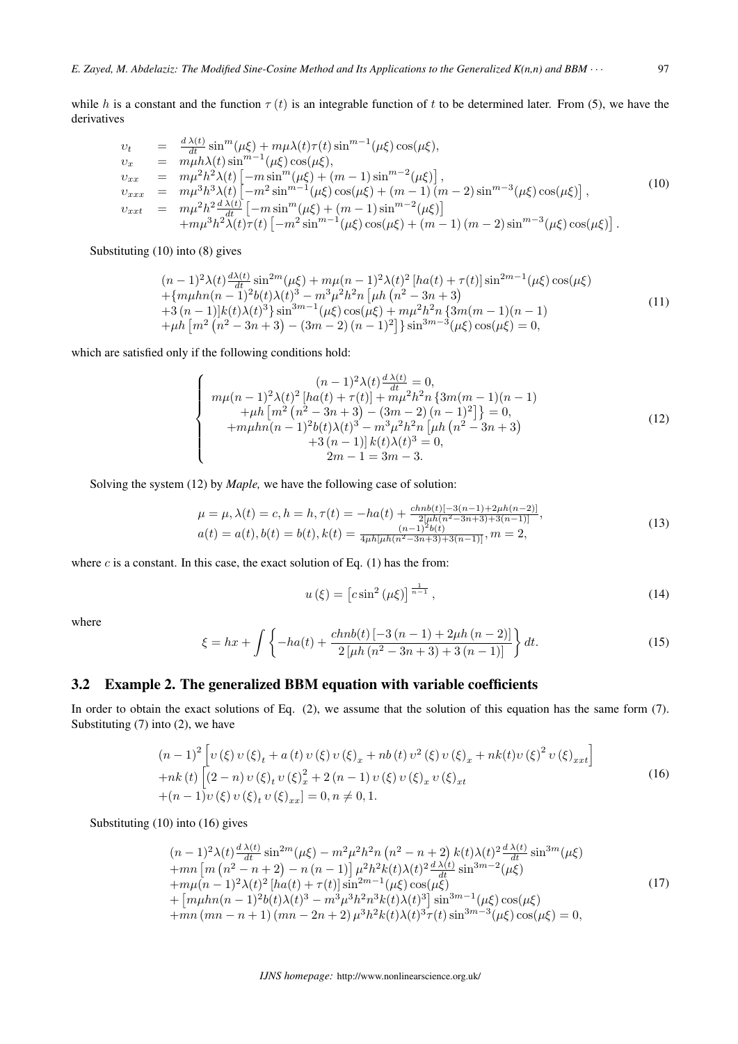while $h$ is a constant and the function $\tau(t)$ is an integrable function of $t$ to be determined later. From (5), we have the derivatives

$$
\begin{array}{lll}
\upsilon_t & = & \frac{d\,\lambda(t)}{dt}\sin^m(\mu\xi) + m\mu\lambda(t)\tau(t)\sin^{m-1}(\mu\xi)\cos(\mu\xi), \\
\upsilon_x & = & m\mu h\lambda(t)\sin^{m-1}(\mu\xi)\cos(\mu\xi), \\
\upsilon_{xx} & = & m\mu^2 h^2\lambda(t)\left[-m\sin^m(\mu\xi) + (m-1)\sin^{m-2}(\mu\xi)\right], \\
\upsilon_{xxx} & = & m\mu^3 h^3\lambda(t)\left[-m^2\sin^{m-1}(\mu\xi)\cos(\mu\xi) + (m-1)(m-2)\sin^{m-3}(\mu\xi)\cos(\mu\xi)\right], \\
\upsilon_{xxt} & = & m\mu^2 h^2\frac{d\,\lambda(t)}{dt}\left[-m\sin^m(\mu\xi) + (m-1)\sin^{m-2}(\mu\xi)\right] \\
 & & +m\mu^3 h^2\lambda(t)\tau(t)\left[-m^2\sin^{m-1}(\mu\xi)\cos(\mu\xi) + (m-1)(m-2)\sin^{m-3}(\mu\xi)\cos(\mu\xi)\right].
\end{array}
\tag{10}
$$

Substituting (10) into (8) gives

$$
\begin{array}{l}
(n-1)^2\lambda(t)\frac{d\lambda(t)}{dt}\sin^{2m}(\mu\xi) + m\mu(n-1)^2\lambda(t)^2\left[ha(t)+\tau(t)\right]\sin^{2m-1}(\mu\xi)\cos(\mu\xi) \\
+\{m\mu hn(n-1)^2 b(t)\lambda(t)^3 - m^3\mu^2 h^2 n\left[\mu h\left(n^2-3n+3\right)\right. \\
\left.+3(n-1)\right]k(t)\lambda(t)^3\}\sin^{3m-1}(\mu\xi)\cos(\mu\xi) + m\mu^2 h^2 n\{3m(m-1)(n-1) \\
+\mu h\left[m^2\left(n^2-3n+3\right) - (3m-2)(n-1)^2\right]\}\sin^{3m-3}(\mu\xi)\cos(\mu\xi) = 0,
\end{array}
\tag{11}
$$

which are satisfied only if the following conditions hold:

$$
\left\{
\begin{array}{c}
(n-1)^2\lambda(t)\frac{d\,\lambda(t)}{dt} = 0, \\
m\mu(n-1)^2\lambda(t)^2\left[ha(t)+\tau(t)\right] + m\mu^2 h^2 n\{3m(m-1)(n-1) \\
+\mu h\left[m^2\left(n^2-3n+3\right) - (3m-2)(n-1)^2\right]\} = 0, \\
+m\mu hn(n-1)^2 b(t)\lambda(t)^3 - m^3\mu^2 h^2 n\left[\mu h\left(n^2-3n+3\right)\right. \\
\left.+3(n-1)\right]k(t)\lambda(t)^3 = 0, \\
2m-1 = 3m-3.
\end{array}
\right.
\tag{12}
$$

Solving the system (12) by *Maple,* we have the following case of solution:

$$
\begin{array}{l}
\mu=\mu, \lambda(t)=c, h=h, \tau(t) = -ha(t) + \frac{chnb(t)\left[-3(n-1)+2\mu h(n-2)\right]}{2\left[\mu h\left(n^2-3n+3\right)+3(n-1)\right]}, \\
a(t)=a(t), b(t)=b(t), k(t) = \frac{(n-1)^2 b(t)}{4\mu h\left[\mu h\left(n^2-3n+3\right)+3(n-1)\right]}, m=2,
\end{array}
\tag{13}
$$

where $c$ is a constant. In this case, the exact solution of Eq. (1) has the from:

$$
u(\xi) = \left[c\sin^2(\mu\xi)\right]^{\frac{1}{n-1}},
\tag{14}
$$

where

$$
\xi = hx + \int\left\{-ha(t) + \frac{chnb(t)\left[-3(n-1)+2\mu h(n-2)\right]}{2\left[\mu h\left(n^2-3n+3\right)+3(n-1)\right]}\right\}dt.
\tag{15}
$$

### 3.2 Example 2. The generalized BBM equation with variable coefficients

In order to obtain the exact solutions of Eq. (2), we assume that the solution of this equation has the same form (7). Substituting (7) into (2), we have

$$
\begin{array}{l}
(n-1)^2\left[\upsilon(\xi)\upsilon(\xi)_t + a(t)\upsilon(\xi)\upsilon(\xi)_x + nb(t)\upsilon^2(\xi)\upsilon(\xi)_x + nk(t)\upsilon(\xi)^2\upsilon(\xi)_{xxt}\right] \\
+nk(t)\left[(2-n)\upsilon(\xi)_t\upsilon(\xi)_x^2 + 2(n-1)\upsilon(\xi)\upsilon(\xi)_x\upsilon(\xi)_{xt}\right. \\
\left.+(n-1)\upsilon(\xi)\upsilon(\xi)_t\upsilon(\xi)_{xx}\right] = 0, n\neq 0,1.
\end{array}
\tag{16}
$$

Substituting (10) into (16) gives

$$
\begin{array}{l}
(n-1)^2\lambda(t)\frac{d\,\lambda(t)}{dt}\sin^{2m}(\mu\xi) - m^2\mu^2 h^2 n\left(n^2-n+2\right)k(t)\lambda(t)^2\frac{d\,\lambda(t)}{dt}\sin^{3m}(\mu\xi) \\
+mn\left[m\left(n^2-n+2\right) - n(n-1)\right]\mu^2 h^2 k(t)\lambda(t)^2\frac{d\,\lambda(t)}{dt}\sin^{3m-2}(\mu\xi) \\
+m\mu(n-1)^2\lambda(t)^2\left[ha(t)+\tau(t)\right]\sin^{2m-1}(\mu\xi)\cos(\mu\xi) \\
+\left[m\mu hn(n-1)^2 b(t)\lambda(t)^3 - m^3\mu^3 h^2 n^3 k(t)\lambda(t)^3\right]\sin^{3m-1}(\mu\xi)\cos(\mu\xi) \\
+mn(mn-n+1)(mn-2n+2)\mu^3 h^2 k(t)\lambda(t)^3\tau(t)\sin^{3m-3}(\mu\xi)\cos(\mu\xi) = 0,
\end{array}
\tag{17}
$$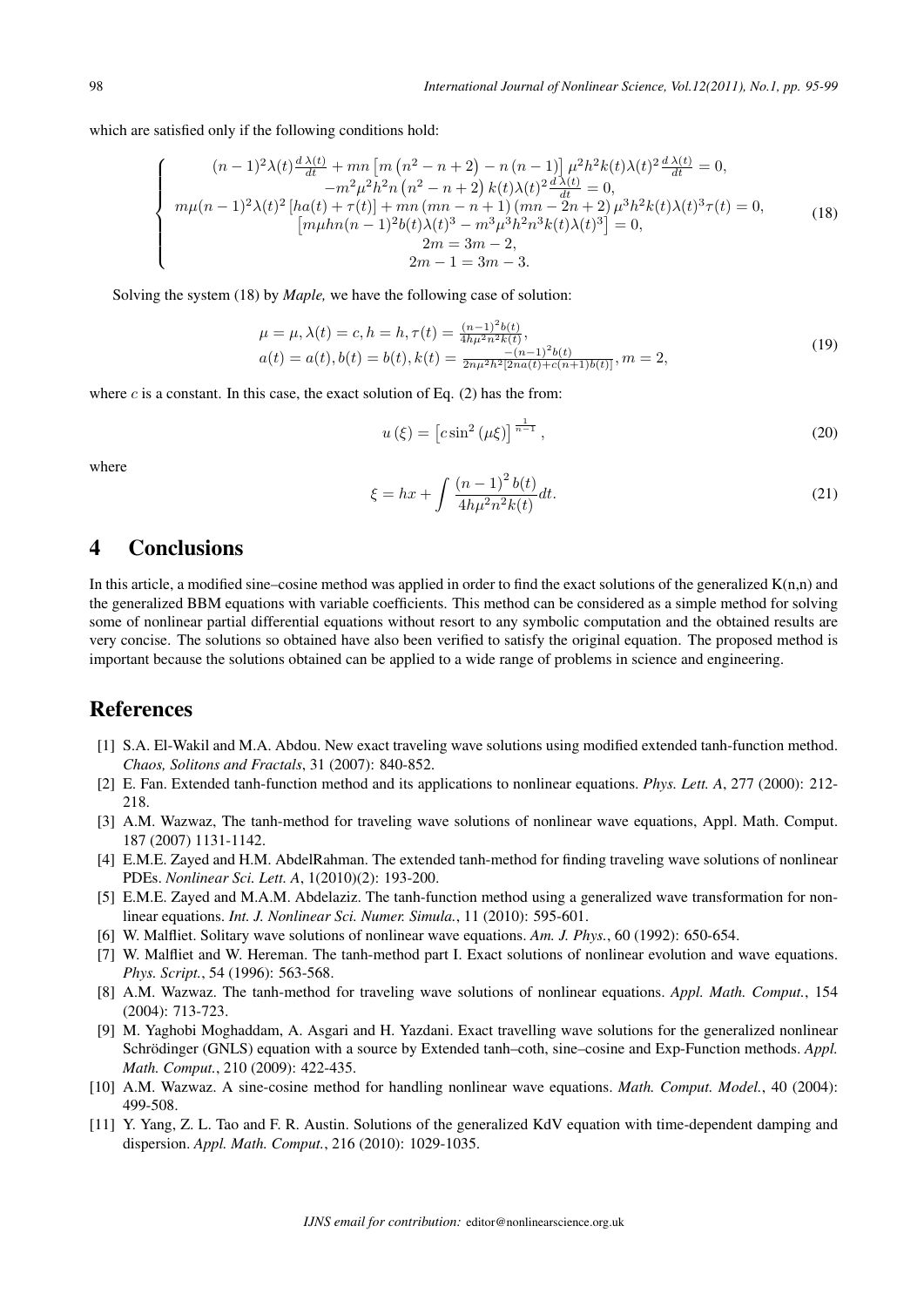which are satisfied only if the following conditions hold:

$$
\left\{
\begin{array}{c}
(n-1)^2\lambda(t)\frac{d\,\lambda(t)}{dt} + mn\left[m\left(n^2-n+2\right)-n\left(n-1\right)\right]\mu^2h^2k(t)\lambda(t)^2\frac{d\,\lambda(t)}{dt}=0,\\
-m^2\mu^2h^2n\left(n^2-n+2\right)k(t)\lambda(t)^2\frac{d\,\lambda(t)}{dt}=0,\\
m\mu(n-1)^2\lambda(t)^2\left[ha(t)+\tau(t)\right]+mn\left(mn-n+1\right)\left(mn-2n+2\right)\mu^3h^2k(t)\lambda(t)^3\tau(t)=0,\\
\left[m\mu hn(n-1)^2b(t)\lambda(t)^3-m^3\mu^3h^2n^3k(t)\lambda(t)^3\right]=0,\\
2m=3m-2,\\
2m-1=3m-3.
\end{array}
\right.
\tag{18}
$$

Solving the system (18) by *Maple,* we have the following case of solution:

$$
\begin{array}{l}
\mu=\mu, \lambda(t)=c, h=h, \tau(t)=\frac{(n-1)^2b(t)}{4h\mu^2n^2k(t)},\\
a(t)=a(t), b(t)=b(t), k(t)=\frac{-(n-1)^2b(t)}{2n\mu^2h^2[2na(t)+c(n+1)b(t)]}, m=2,
\end{array}
\tag{19}
$$

where $c$ is a constant. In this case, the exact solution of Eq. (2) has the from:

$$
u\left(\xi\right)=\left[c\sin^2\left(\mu\xi\right)\right]^{\frac{1}{n-1}},
\tag{20}
$$

where

$$
\xi=hx+\int\frac{\left(n-1\right)^2b(t)}{4h\mu^2n^2k(t)}dt.
\tag{21}
$$

## 4 Conclusions

In this article, a modified sine–cosine method was applied in order to find the exact solutions of the generalized K(n,n) and the generalized BBM equations with variable coefficients. This method can be considered as a simple method for solving some of nonlinear partial differential equations without resort to any symbolic computation and the obtained results are very concise. The solutions so obtained have also been verified to satisfy the original equation. The proposed method is important because the solutions obtained can be applied to a wide range of problems in science and engineering.

## References

[1] S.A. El-Wakil and M.A. Abdou. New exact traveling wave solutions using modified extended tanh-function method. *Chaos, Solitons and Fractals*, 31 (2007): 840-852.

[2] E. Fan. Extended tanh-function method and its applications to nonlinear equations. *Phys. Lett. A*, 277 (2000): 212-218.

[3] A.M. Wazwaz, The tanh-method for traveling wave solutions of nonlinear wave equations, Appl. Math. Comput. 187 (2007) 1131-1142.

[4] E.M.E. Zayed and H.M. AbdelRahman. The extended tanh-method for finding traveling wave solutions of nonlinear PDEs. *Nonlinear Sci. Lett. A*, 1(2010)(2): 193-200.

[5] E.M.E. Zayed and M.A.M. Abdelaziz. The tanh-function method using a generalized wave transformation for nonlinear equations. *Int. J. Nonlinear Sci. Numer. Simula.*, 11 (2010): 595-601.

[6] W. Malfliet. Solitary wave solutions of nonlinear wave equations. *Am. J. Phys.*, 60 (1992): 650-654.

[7] W. Malfliet and W. Hereman. The tanh-method part I. Exact solutions of nonlinear evolution and wave equations. *Phys. Script.*, 54 (1996): 563-568.

[8] A.M. Wazwaz. The tanh-method for traveling wave solutions of nonlinear equations. *Appl. Math. Comput.*, 154 (2004): 713-723.

[9] M. Yaghobi Moghaddam, A. Asgari and H. Yazdani. Exact travelling wave solutions for the generalized nonlinear Schrödinger (GNLS) equation with a source by Extended tanh–coth, sine–cosine and Exp-Function methods. *Appl. Math. Comput.*, 210 (2009): 422-435.

[10] A.M. Wazwaz. A sine-cosine method for handling nonlinear wave equations. *Math. Comput. Model.*, 40 (2004): 499-508.

[11] Y. Yang, Z. L. Tao and F. R. Austin. Solutions of the generalized KdV equation with time-dependent damping and dispersion. *Appl. Math. Comput.*, 216 (2010): 1029-1035.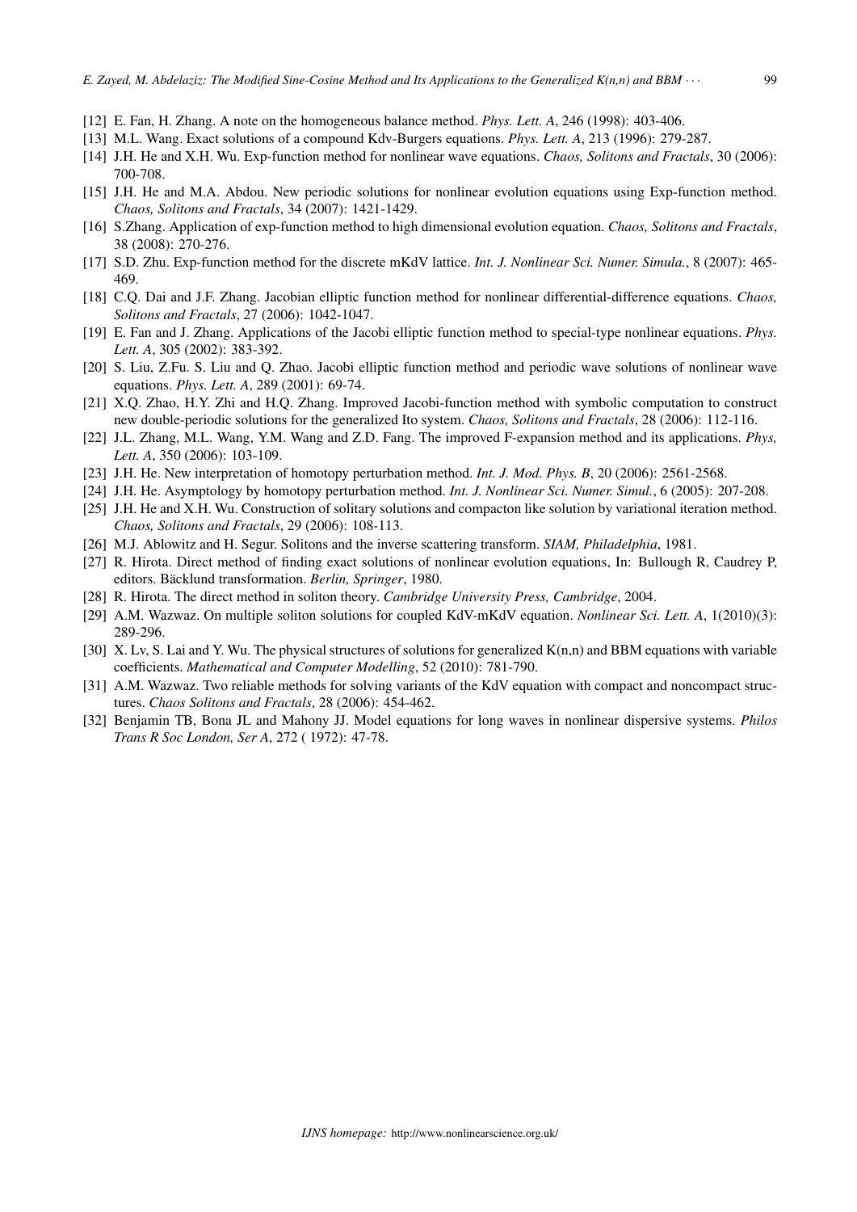[12] E. Fan, H. Zhang. A note on the homogeneous balance method. *Phys. Lett. A*, 246 (1998): 403-406.

[13] M.L. Wang. Exact solutions of a compound Kdv-Burgers equations. *Phys. Lett. A*, 213 (1996): 279-287.

[14] J.H. He and X.H. Wu. Exp-function method for nonlinear wave equations. *Chaos, Solitons and Fractals*, 30 (2006): 700-708.

[15] J.H. He and M.A. Abdou. New periodic solutions for nonlinear evolution equations using Exp-function method. *Chaos, Solitons and Fractals*, 34 (2007): 1421-1429.

[16] S.Zhang. Application of exp-function method to high dimensional evolution equation. *Chaos, Solitons and Fractals*, 38 (2008): 270-276.

[17] S.D. Zhu. Exp-function method for the discrete mKdV lattice. *Int. J. Nonlinear Sci. Numer. Simula.*, 8 (2007): 465-469.

[18] C.Q. Dai and J.F. Zhang. Jacobian elliptic function method for nonlinear differential-difference equations. *Chaos, Solitons and Fractals*, 27 (2006): 1042-1047.

[19] E. Fan and J. Zhang. Applications of the Jacobi elliptic function method to special-type nonlinear equations. *Phys. Lett. A*, 305 (2002): 383-392.

[20] S. Liu, Z.Fu. S. Liu and Q. Zhao. Jacobi elliptic function method and periodic wave solutions of nonlinear wave equations. *Phys. Lett. A*, 289 (2001): 69-74.

[21] X.Q. Zhao, H.Y. Zhi and H.Q. Zhang. Improved Jacobi-function method with symbolic computation to construct new double-periodic solutions for the generalized Ito system. *Chaos, Solitons and Fractals*, 28 (2006): 112-116.

[22] J.L. Zhang, M.L. Wang, Y.M. Wang and Z.D. Fang. The improved F-expansion method and its applications. *Phys, Lett. A*, 350 (2006): 103-109.

[23] J.H. He. New interpretation of homotopy perturbation method. *Int. J. Mod. Phys. B*, 20 (2006): 2561-2568.

[24] J.H. He. Asymptology by homotopy perturbation method. *Int. J. Nonlinear Sci. Numer. Simul.*, 6 (2005): 207-208.

[25] J.H. He and X.H. Wu. Construction of solitary solutions and compacton like solution by variational iteration method. *Chaos, Solitons and Fractals*, 29 (2006): 108-113.

[26] M.J. Ablowitz and H. Segur. Solitons and the inverse scattering transform. *SIAM, Philadelphia*, 1981.

[27] R. Hirota. Direct method of finding exact solutions of nonlinear evolution equations, In: Bullough R, Caudrey P, editors. Bäcklund transformation. *Berlin, Springer*, 1980.

[28] R. Hirota. The direct method in soliton theory. *Cambridge University Press, Cambridge*, 2004.

[29] A.M. Wazwaz. On multiple soliton solutions for coupled KdV-mKdV equation. *Nonlinear Sci. Lett. A*, 1(2010)(3): 289-296.

[30] X. Lv, S. Lai and Y. Wu. The physical structures of solutions for generalized K(n,n) and BBM equations with variable coefficients. *Mathematical and Computer Modelling*, 52 (2010): 781-790.

[31] A.M. Wazwaz. Two reliable methods for solving variants of the KdV equation with compact and noncompact structures. *Chaos Solitons and Fractals*, 28 (2006): 454-462.

[32] Benjamin TB, Bona JL and Mahony JJ. Model equations for long waves in nonlinear dispersive systems. *Philos Trans R Soc London, Ser A*, 272 ( 1972): 47-78.